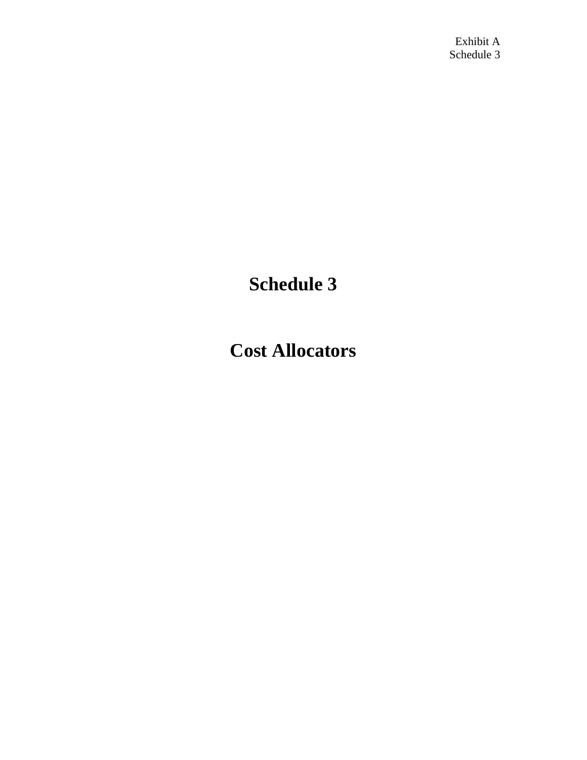# Schedule 3

# Cost Allocators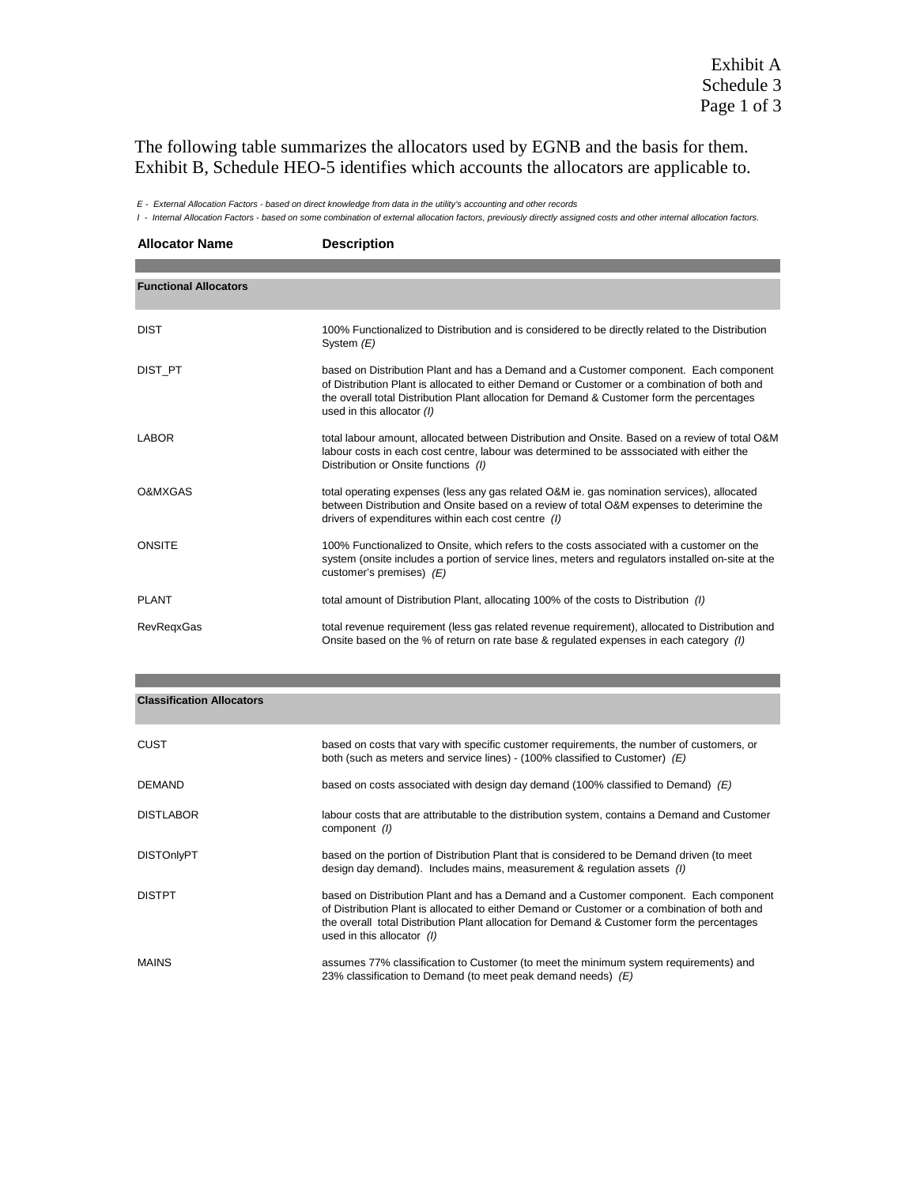Exhibit A
Schedule 3

The following table summarizes the allocators used by EGNB and the basis for them. Exhibit B, Schedule HEO-5 identifies which accounts the allocators are applicable to.

*E - External Allocation Factors - based on direct knowledge from data in the utility's accounting and other records*

*I - Internal Allocation Factors - based on some combination of external allocation factors, previously directly assigned costs and other internal allocation factors.*

| Allocator Name | Description |
|---|---|
| **Functional Allocators** | |
| DIST | 100% Functionalized to Distribution and is considered to be directly related to the Distribution System *(E)* |
| DIST_PT | based on Distribution Plant and has a Demand and a Customer component. Each component of Distribution Plant is allocated to either Demand or Customer or a combination of both and the overall total Distribution Plant allocation for Demand & Customer form the percentages used in this allocator *(I)* |
| LABOR | total labour amount, allocated between Distribution and Onsite. Based on a review of total O&M labour costs in each cost centre, labour was determined to be asssociated with either the Distribution or Onsite functions *(I)* |
| O&MXGAS | total operating expenses (less any gas related O&M ie. gas nomination services), allocated between Distribution and Onsite based on a review of total O&M expenses to deterimine the drivers of expenditures within each cost centre *(I)* |
| ONSITE | 100% Functionalized to Onsite, which refers to the costs associated with a customer on the system (onsite includes a portion of service lines, meters and regulators installed on-site at the customer's premises) *(E)* |
| PLANT | total amount of Distribution Plant, allocating 100% of the costs to Distribution *(I)* |
| RevReqxGas | total revenue requirement (less gas related revenue requirement), allocated to Distribution and Onsite based on the % of return on rate base & regulated expenses in each category *(I)* |
| **Classification Allocators** | |
| CUST | based on costs that vary with specific customer requirements, the number of customers, or both (such as meters and service lines) - (100% classified to Customer) *(E)* |
| DEMAND | based on costs associated with design day demand (100% classified to Demand) *(E)* |
| DISTLABOR | labour costs that are attributable to the distribution system, contains a Demand and Customer component *(I)* |
| DISTOnlyPT | based on the portion of Distribution Plant that is considered to be Demand driven (to meet design day demand). Includes mains, measurement & regulation assets *(I)* |
| DISTPT | based on Distribution Plant and has a Demand and a Customer component. Each component of Distribution Plant is allocated to either Demand or Customer or a combination of both and the overall total Distribution Plant allocation for Demand & Customer form the percentages used in this allocator *(I)* |
| MAINS | assumes 77% classification to Customer (to meet the minimum system requirements) and 23% classification to Demand (to meet peak demand needs) *(E)* |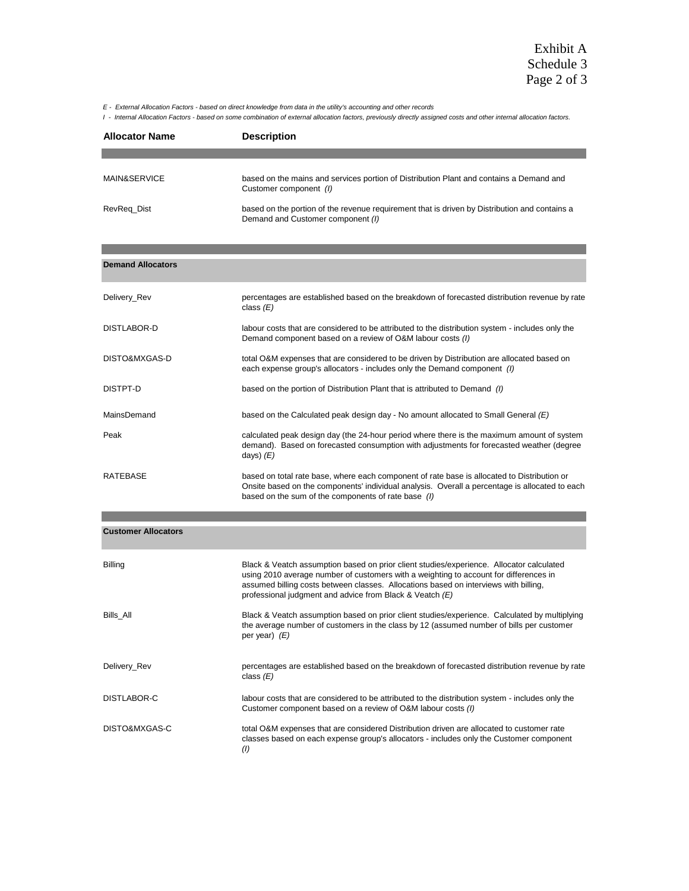Exhibit A
Schedule 3

*E - External Allocation Factors - based on direct knowledge from data in the utility's accounting and other records*

*I - Internal Allocation Factors - based on some combination of external allocation factors, previously directly assigned costs and other internal allocation factors.*

| Allocator Name | Description |
|---|---|
| MAIN&SERVICE | based on the mains and services portion of Distribution Plant and contains a Demand and Customer component *(I)* |
| RevReq_Dist | based on the portion of the revenue requirement that is driven by Distribution and contains a Demand and Customer component *(I)* |
| **Demand Allocators** | |
| Delivery_Rev | percentages are established based on the breakdown of forecasted distribution revenue by rate class *(E)* |
| DISTLABOR-D | labour costs that are considered to be attributed to the distribution system - includes only the Demand component based on a review of O&M labour costs *(I)* |
| DISTO&MXGAS-D | total O&M expenses that are considered to be driven by Distribution are allocated based on each expense group's allocators - includes only the Demand component *(I)* |
| DISTPT-D | based on the portion of Distribution Plant that is attributed to Demand *(I)* |
| MainsDemand | based on the Calculated peak design day - No amount allocated to Small General *(E)* |
| Peak | calculated peak design day (the 24-hour period where there is the maximum amount of system demand). Based on forecasted consumption with adjustments for forecasted weather (degree days) *(E)* |
| RATEBASE | based on total rate base, where each component of rate base is allocated to Distribution or Onsite based on the components' individual analysis. Overall a percentage is allocated to each based on the sum of the components of rate base *(I)* |
| **Customer Allocators** | |
| Billing | Black & Veatch assumption based on prior client studies/experience. Allocator calculated using 2010 average number of customers with a weighting to account for differences in assumed billing costs between classes. Allocations based on interviews with billing, professional judgment and advice from Black & Veatch *(E)* |
| Bills_All | Black & Veatch assumption based on prior client studies/experience. Calculated by multiplying the average number of customers in the class by 12 (assumed number of bills per customer per year) *(E)* |
| Delivery_Rev | percentages are established based on the breakdown of forecasted distribution revenue by rate class *(E)* |
| DISTLABOR-C | labour costs that are considered to be attributed to the distribution system - includes only the Customer component based on a review of O&M labour costs *(I)* |
| DISTO&MXGAS-C | total O&M expenses that are considered Distribution driven are allocated to customer rate classes based on each expense group's allocators - includes only the Customer component *(I)* |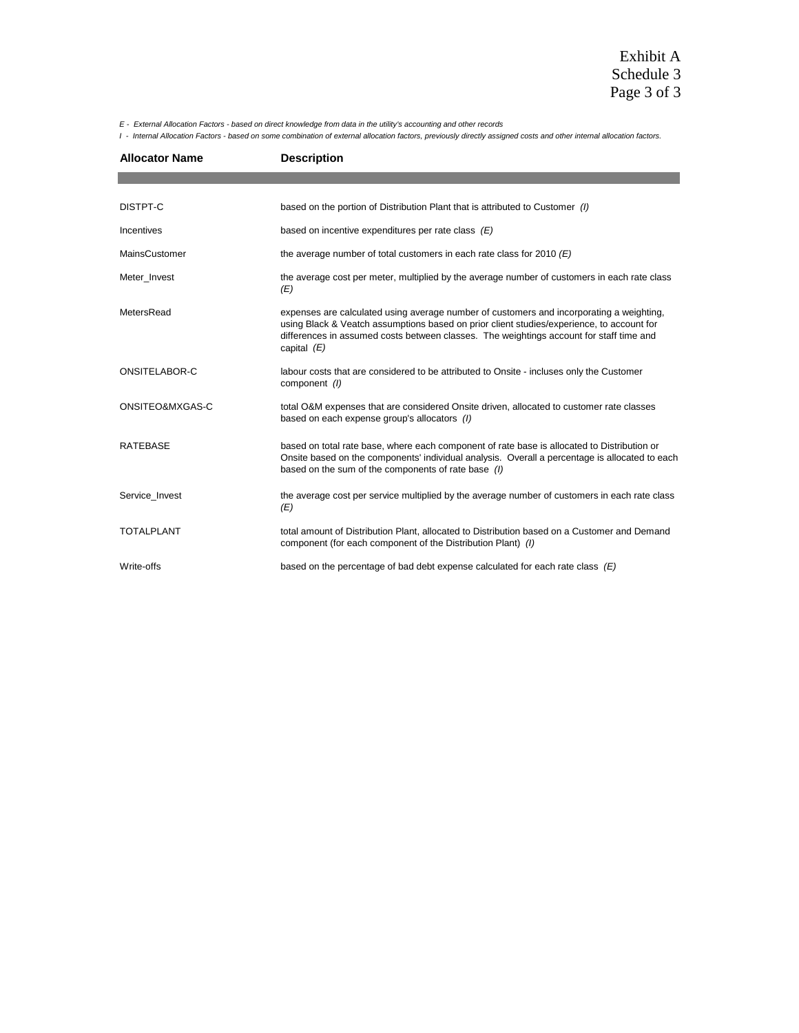Exhibit A
Schedule 3

*E - External Allocation Factors - based on direct knowledge from data in the utility's accounting and other records*

*I - Internal Allocation Factors - based on some combination of external allocation factors, previously directly assigned costs and other internal allocation factors.*

| Allocator Name | Description |
|---|---|
| DISTPT-C | based on the portion of Distribution Plant that is attributed to Customer *(I)* |
| Incentives | based on incentive expenditures per rate class *(E)* |
| MainsCustomer | the average number of total customers in each rate class for 2010 *(E)* |
| Meter_Invest | the average cost per meter, multiplied by the average number of customers in each rate class *(E)* |
| MetersRead | expenses are calculated using average number of customers and incorporating a weighting, using Black & Veatch assumptions based on prior client studies/experience, to account for differences in assumed costs between classes. The weightings account for staff time and capital *(E)* |
| ONSITELABOR-C | labour costs that are considered to be attributed to Onsite - incluses only the Customer component *(I)* |
| ONSITEO&MXGAS-C | total O&M expenses that are considered Onsite driven, allocated to customer rate classes based on each expense group's allocators *(I)* |
| RATEBASE | based on total rate base, where each component of rate base is allocated to Distribution or Onsite based on the components' individual analysis. Overall a percentage is allocated to each based on the sum of the components of rate base *(I)* |
| Service_Invest | the average cost per service multiplied by the average number of customers in each rate class *(E)* |
| TOTALPLANT | total amount of Distribution Plant, allocated to Distribution based on a Customer and Demand component (for each component of the Distribution Plant) *(I)* |
| Write-offs | based on the percentage of bad debt expense calculated for each rate class *(E)* |